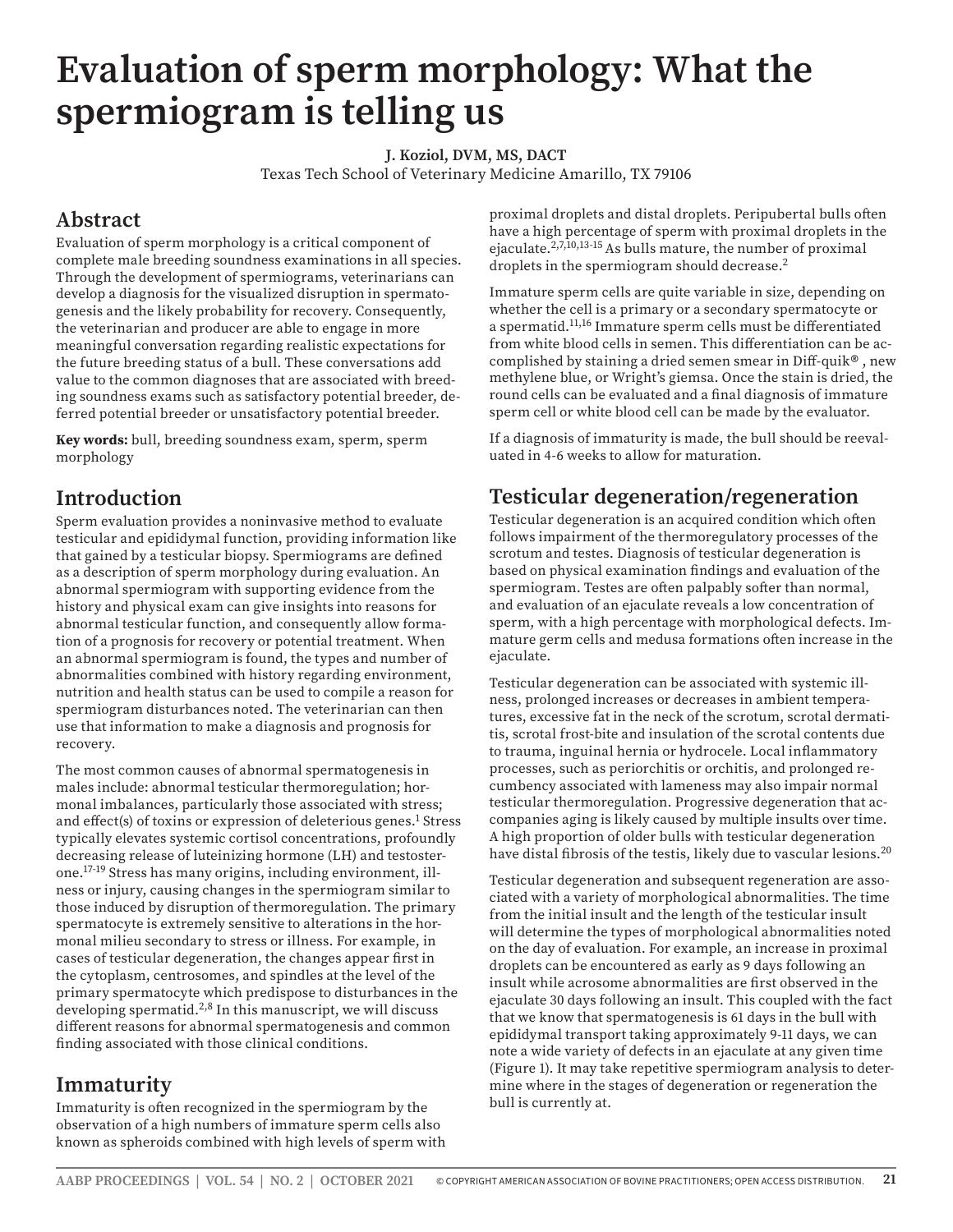# Evaluation of sperm morphology: What the spermiogram is telling us

**J. Koziol, DVM, MS, DACT**
Texas Tech School of Veterinary Medicine Amarillo, TX 79106

## Abstract

Evaluation of sperm morphology is a critical component of complete male breeding soundness examinations in all species. Through the development of spermiograms, veterinarians can develop a diagnosis for the visualized disruption in spermatogenesis and the likely probability for recovery. Consequently, the veterinarian and producer are able to engage in more meaningful conversation regarding realistic expectations for the future breeding status of a bull. These conversations add value to the common diagnoses that are associated with breeding soundness exams such as satisfactory potential breeder, deferred potential breeder or unsatisfactory potential breeder.

**Key words:** bull, breeding soundness exam, sperm, sperm morphology

## Introduction

Sperm evaluation provides a noninvasive method to evaluate testicular and epididymal function, providing information like that gained by a testicular biopsy. Spermiograms are defined as a description of sperm morphology during evaluation. An abnormal spermiogram with supporting evidence from the history and physical exam can give insights into reasons for abnormal testicular function, and consequently allow formation of a prognosis for recovery or potential treatment. When an abnormal spermiogram is found, the types and number of abnormalities combined with history regarding environment, nutrition and health status can be used to compile a reason for spermiogram disturbances noted. The veterinarian can then use that information to make a diagnosis and prognosis for recovery.

The most common causes of abnormal spermatogenesis in males include: abnormal testicular thermoregulation; hormonal imbalances, particularly those associated with stress; and effect(s) of toxins or expression of deleterious genes.[1] Stress typically elevates systemic cortisol concentrations, profoundly decreasing release of luteinizing hormone (LH) and testosterone.[17-19] Stress has many origins, including environment, illness or injury, causing changes in the spermiogram similar to those induced by disruption of thermoregulation. The primary spermatocyte is extremely sensitive to alterations in the hormonal milieu secondary to stress or illness. For example, in cases of testicular degeneration, the changes appear first in the cytoplasm, centrosomes, and spindles at the level of the primary spermatocyte which predispose to disturbances in the developing spermatid.[2,8] In this manuscript, we will discuss different reasons for abnormal spermatogenesis and common finding associated with those clinical conditions.

## Immaturity

Immaturity is often recognized in the spermiogram by the observation of a high numbers of immature sperm cells also known as spheroids combined with high levels of sperm with proximal droplets and distal droplets. Peripubertal bulls often have a high percentage of sperm with proximal droplets in the ejaculate.[2,7,10,13-15] As bulls mature, the number of proximal droplets in the spermiogram should decrease.[2]

Immature sperm cells are quite variable in size, depending on whether the cell is a primary or a secondary spermatocyte or a spermatid.[11,16] Immature sperm cells must be differentiated from white blood cells in semen. This differentiation can be accomplished by staining a dried semen smear in Diff-quik® , new methylene blue, or Wright's giemsa. Once the stain is dried, the round cells can be evaluated and a final diagnosis of immature sperm cell or white blood cell can be made by the evaluator.

If a diagnosis of immaturity is made, the bull should be reevaluated in 4-6 weeks to allow for maturation.

## Testicular degeneration/regeneration

Testicular degeneration is an acquired condition which often follows impairment of the thermoregulatory processes of the scrotum and testes. Diagnosis of testicular degeneration is based on physical examination findings and evaluation of the spermiogram. Testes are often palpably softer than normal, and evaluation of an ejaculate reveals a low concentration of sperm, with a high percentage with morphological defects. Immature germ cells and medusa formations often increase in the ejaculate.

Testicular degeneration can be associated with systemic illness, prolonged increases or decreases in ambient temperatures, excessive fat in the neck of the scrotum, scrotal dermatitis, scrotal frost-bite and insulation of the scrotal contents due to trauma, inguinal hernia or hydrocele. Local inflammatory processes, such as periorchitis or orchitis, and prolonged recumbency associated with lameness may also impair normal testicular thermoregulation. Progressive degeneration that accompanies aging is likely caused by multiple insults over time. A high proportion of older bulls with testicular degeneration have distal fibrosis of the testis, likely due to vascular lesions.[20]

Testicular degeneration and subsequent regeneration are associated with a variety of morphological abnormalities. The time from the initial insult and the length of the testicular insult will determine the types of morphological abnormalities noted on the day of evaluation. For example, an increase in proximal droplets can be encountered as early as 9 days following an insult while acrosome abnormalities are first observed in the ejaculate 30 days following an insult. This coupled with the fact that we know that spermatogenesis is 61 days in the bull with epididymal transport taking approximately 9-11 days, we can note a wide variety of defects in an ejaculate at any given time (Figure 1). It may take repetitive spermiogram analysis to determine where in the stages of degeneration or regeneration the bull is currently at.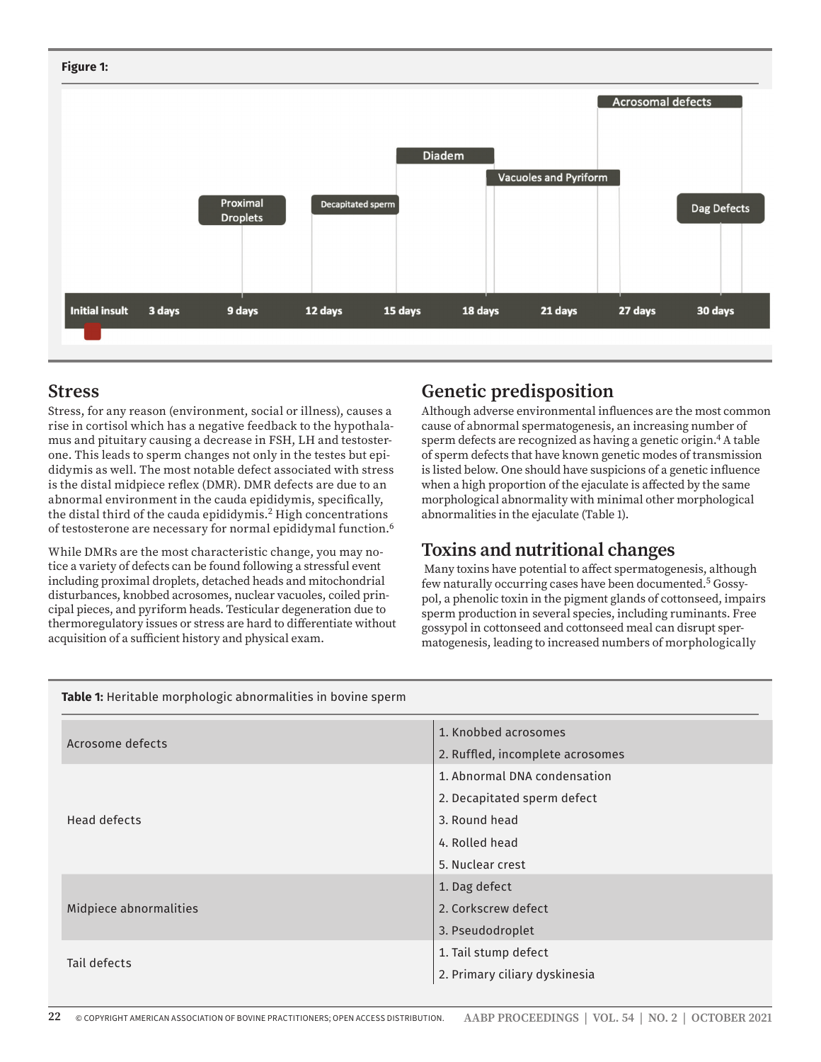**Figure 1:**

| Initial insult | 3 days | 9 days | 12 days | 15 days | 18 days | 21 days | 27 days | 30 days |
|---|---|---|---|---|---|---|---|---|

Proximal Droplets; Decapitated sperm; Diadem; Vacuoles and Pyriform; Acrosomal defects; Dag Defects

## Stress

Stress, for any reason (environment, social or illness), causes a rise in cortisol which has a negative feedback to the hypothalamus and pituitary causing a decrease in FSH, LH and testosterone. This leads to sperm changes not only in the testes but epididymis as well. The most notable defect associated with stress is the distal midpiece reflex (DMR). DMR defects are due to an abnormal environment in the cauda epididymis, specifically, the distal third of the cauda epididymis.[2] High concentrations of testosterone are necessary for normal epididymal function.[6]

While DMRs are the most characteristic change, you may notice a variety of defects can be found following a stressful event including proximal droplets, detached heads and mitochondrial disturbances, knobbed acrosomes, nuclear vacuoles, coiled principal pieces, and pyriform heads. Testicular degeneration due to thermoregulatory issues or stress are hard to differentiate without acquisition of a sufficient history and physical exam.

## Genetic predisposition

Although adverse environmental influences are the most common cause of abnormal spermatogenesis, an increasing number of sperm defects are recognized as having a genetic origin.[4] A table of sperm defects that have known genetic modes of transmission is listed below. One should have suspicions of a genetic influence when a high proportion of the ejaculate is affected by the same morphological abnormality with minimal other morphological abnormalities in the ejaculate (Table 1).

## Toxins and nutritional changes

Many toxins have potential to affect spermatogenesis, although few naturally occurring cases have been documented.[5] Gossypol, a phenolic toxin in the pigment glands of cottonseed, impairs sperm production in several species, including ruminants. Free gossypol in cottonseed and cottonseed meal can disrupt spermatogenesis, leading to increased numbers of morphologically

**Table 1:** Heritable morphologic abnormalities in bovine sperm

| Category | Abnormality |
|---|---|
| Acrosome defects | 1. Knobbed acrosomes |
| | 2. Ruffled, incomplete acrosomes |
| Head defects | 1. Abnormal DNA condensation |
| | 2. Decapitated sperm defect |
| | 3. Round head |
| | 4. Rolled head |
| | 5. Nuclear crest |
| Midpiece abnormalities | 1. Dag defect |
| | 2. Corkscrew defect |
| | 3. Pseudodroplet |
| Tail defects | 1. Tail stump defect |
| | 2. Primary ciliary dyskinesia |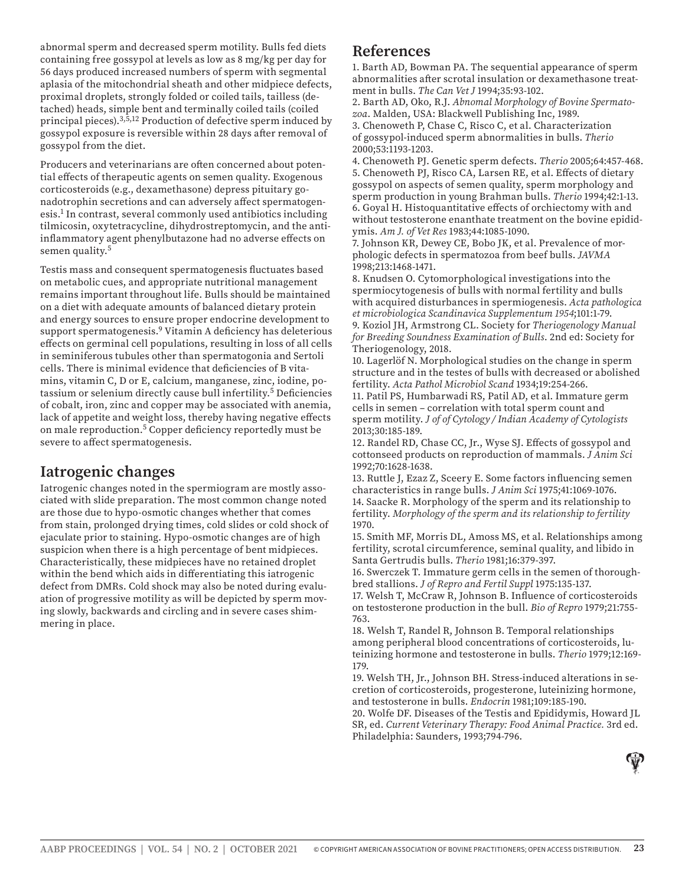abnormal sperm and decreased sperm motility. Bulls fed diets containing free gossypol at levels as low as 8 mg/kg per day for 56 days produced increased numbers of sperm with segmental aplasia of the mitochondrial sheath and other midpiece defects, proximal droplets, strongly folded or coiled tails, tailless (detached) heads, simple bent and terminally coiled tails (coiled principal pieces).[3,5,12] Production of defective sperm induced by gossypol exposure is reversible within 28 days after removal of gossypol from the diet.

Producers and veterinarians are often concerned about potential effects of therapeutic agents on semen quality. Exogenous corticosteroids (e.g., dexamethasone) depress pituitary gonadotrophin secretions and can adversely affect spermatogenesis.[1] In contrast, several commonly used antibiotics including tilmicosin, oxytetracycline, dihydrostreptomycin, and the anti-inflammatory agent phenylbutazone had no adverse effects on semen quality.[5]

Testis mass and consequent spermatogenesis fluctuates based on metabolic cues, and appropriate nutritional management remains important throughout life. Bulls should be maintained on a diet with adequate amounts of balanced dietary protein and energy sources to ensure proper endocrine development to support spermatogenesis.[9] Vitamin A deficiency has deleterious effects on germinal cell populations, resulting in loss of all cells in seminiferous tubules other than spermatogonia and Sertoli cells. There is minimal evidence that deficiencies of B vitamins, vitamin C, D or E, calcium, manganese, zinc, iodine, potassium or selenium directly cause bull infertility.[5] Deficiencies of cobalt, iron, zinc and copper may be associated with anemia, lack of appetite and weight loss, thereby having negative effects on male reproduction.[5] Copper deficiency reportedly must be severe to affect spermatogenesis.

## Iatrogenic changes

Iatrogenic changes noted in the spermiogram are mostly associated with slide preparation. The most common change noted are those due to hypo-osmotic changes whether that comes from stain, prolonged drying times, cold slides or cold shock of ejaculate prior to staining. Hypo-osmotic changes are of high suspicion when there is a high percentage of bent midpieces. Characteristically, these midpieces have no retained droplet within the bend which aids in differentiating this iatrogenic defect from DMRs. Cold shock may also be noted during evaluation of progressive motility as will be depicted by sperm moving slowly, backwards and circling and in severe cases shimmering in place.

## References

1. Barth AD, Bowman PA. The sequential appearance of sperm abnormalities after scrotal insulation or dexamethasone treatment in bulls. *The Can Vet J* 1994;35:93-102.
2. Barth AD, Oko, R.J. *Abnomal Morphology of Bovine Spermatozoa*. Malden, USA: Blackwell Publishing Inc, 1989.
3. Chenoweth P, Chase C, Risco C, et al. Characterization of gossypol-induced sperm abnormalities in bulls. *Therio* 2000;53:1193-1203.
4. Chenoweth PJ. Genetic sperm defects. *Therio* 2005;64:457-468.
5. Chenoweth PJ, Risco CA, Larsen RE, et al. Effects of dietary gossypol on aspects of semen quality, sperm morphology and sperm production in young Brahman bulls. *Therio* 1994;42:1-13.
6. Goyal H. Histoquantitative effects of orchiectomy with and without testosterone enanthate treatment on the bovine epididymis. *Am J. of Vet Res* 1983;44:1085-1090.
7. Johnson KR, Dewey CE, Bobo JK, et al. Prevalence of morphologic defects in spermatozoa from beef bulls. *JAVMA* 1998;213:1468-1471.
8. Knudsen O. Cytomorphological investigations into the spermiocytogenesis of bulls with normal fertility and bulls with acquired disturbances in spermiogenesis. *Acta pathologica et microbiologica Scandinavica Supplementum 1954*;101:1-79.
9. Koziol JH, Armstrong CL. Society for *Theriogenology Manual for Breeding Soundness Examination of Bulls*. 2nd ed: Society for Theriogenology, 2018.
10. Lagerlöf N. Morphological studies on the change in sperm structure and in the testes of bulls with decreased or abolished fertility. *Acta Pathol Microbiol Scand* 1934;19:254-266.
11. Patil PS, Humbarwadi RS, Patil AD, et al. Immature germ cells in semen – correlation with total sperm count and sperm motility. *J of of Cytology / Indian Academy of Cytologists* 2013;30:185-189.
12. Randel RD, Chase CC, Jr., Wyse SJ. Effects of gossypol and cottonseed products on reproduction of mammals. *J Anim Sci* 1992;70:1628-1638.
13. Ruttle J, Ezaz Z, Sceery E. Some factors influencing semen characteristics in range bulls. *J Anim Sci* 1975;41:1069-1076.
14. Saacke R. Morphology of the sperm and its relationship to fertility. *Morphology of the sperm and its relationship to fertility* 1970.
15. Smith MF, Morris DL, Amoss MS, et al. Relationships among fertility, scrotal circumference, seminal quality, and libido in Santa Gertrudis bulls. *Therio* 1981;16:379-397.
16. Swerczek T. Immature germ cells in the semen of thoroughbred stallions. *J of Repro and Fertil Suppl* 1975:135-137.
17. Welsh T, McCraw R, Johnson B. Influence of corticosteroids on testosterone production in the bull. *Bio of Repro* 1979;21:755-763.
18. Welsh T, Randel R, Johnson B. Temporal relationships among peripheral blood concentrations of corticosteroids, luteinizing hormone and testosterone in bulls. *Therio* 1979;12:169-179.
19. Welsh TH, Jr., Johnson BH. Stress-induced alterations in secretion of corticosteroids, progesterone, luteinizing hormone, and testosterone in bulls. *Endocrin* 1981;109:185-190.
20. Wolfe DF. Diseases of the Testis and Epididymis, Howard JL SR, ed. *Current Veterinary Therapy: Food Animal Practice.* 3rd ed. Philadelphia: Saunders, 1993;794-796.